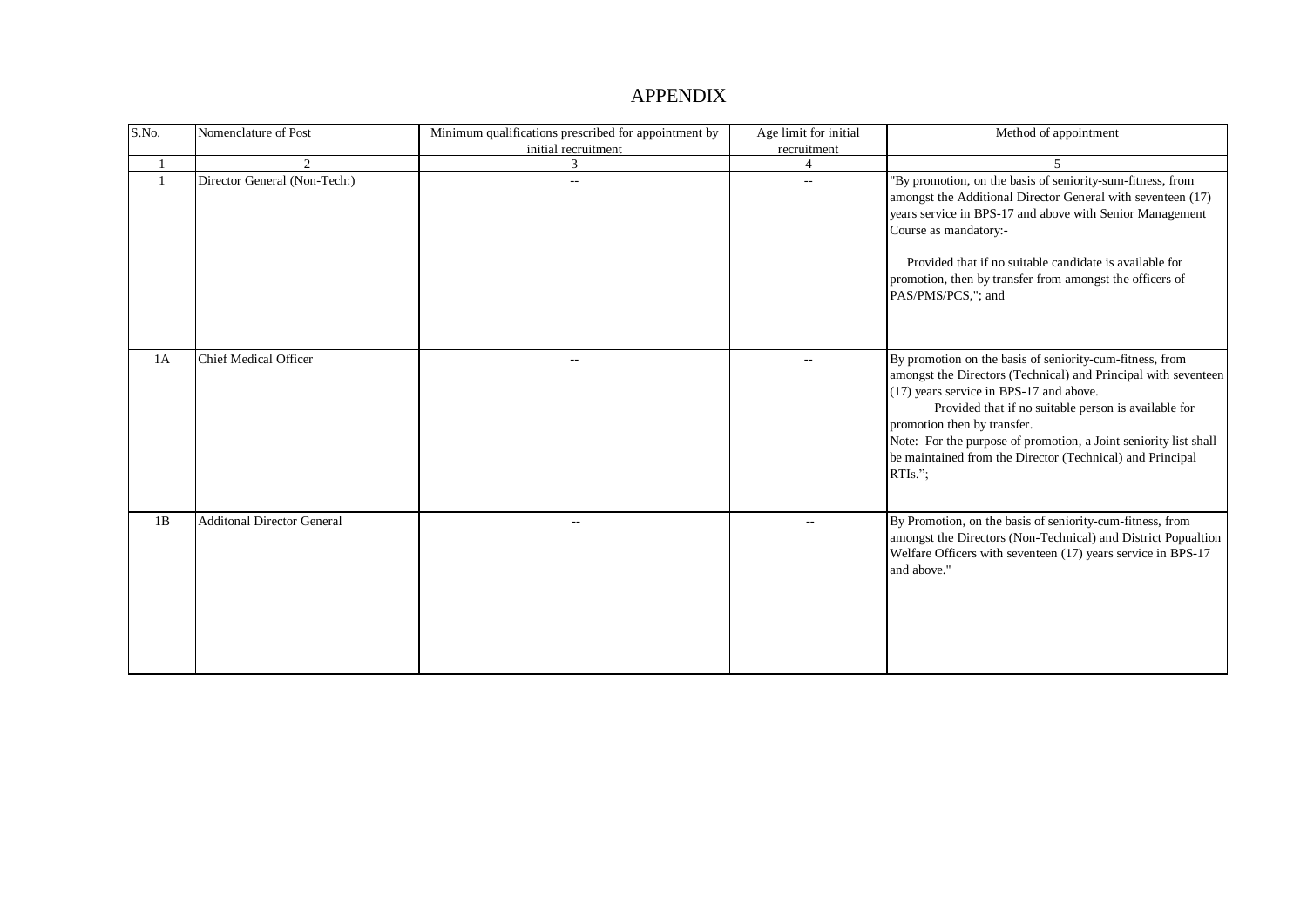## APPENDIX

| S.No. | Nomenclature of Post | Minimum qualifications prescribed for appointment by initial recruitment | Age limit for initial recruitment | Method of appointment |
|---|---|---|---|---|
| 1 | 2 | 3 | 4 | 5 |
| 1 | Director General (Non-Tech:) | -- | -- | "By promotion, on the basis of seniority-sum-fitness, from amongst the Additional Director General with seventeen (17) years service in BPS-17 and above with Senior Management Course as mandatory:-<br><br>Provided that if no suitable candidate is available for promotion, then by transfer from amongst the officers of PAS/PMS/PCS,"; and |
| 1A | Chief Medical Officer | -- | -- | By promotion on the basis of seniority-cum-fitness, from amongst the Directors (Technical) and Principal with seventeen (17) years service in BPS-17 and above.<br>Provided that if no suitable person is available for promotion then by transfer.<br>Note: For the purpose of promotion, a Joint seniority list shall be maintained from the Director (Technical) and Principal RTIs.”; |
| 1B | Additonal Director General | -- | -- | By Promotion, on the basis of seniority-cum-fitness, from amongst the Directors (Non-Technical) and District Popualtion Welfare Officers with seventeen (17) years service in BPS-17 and above." |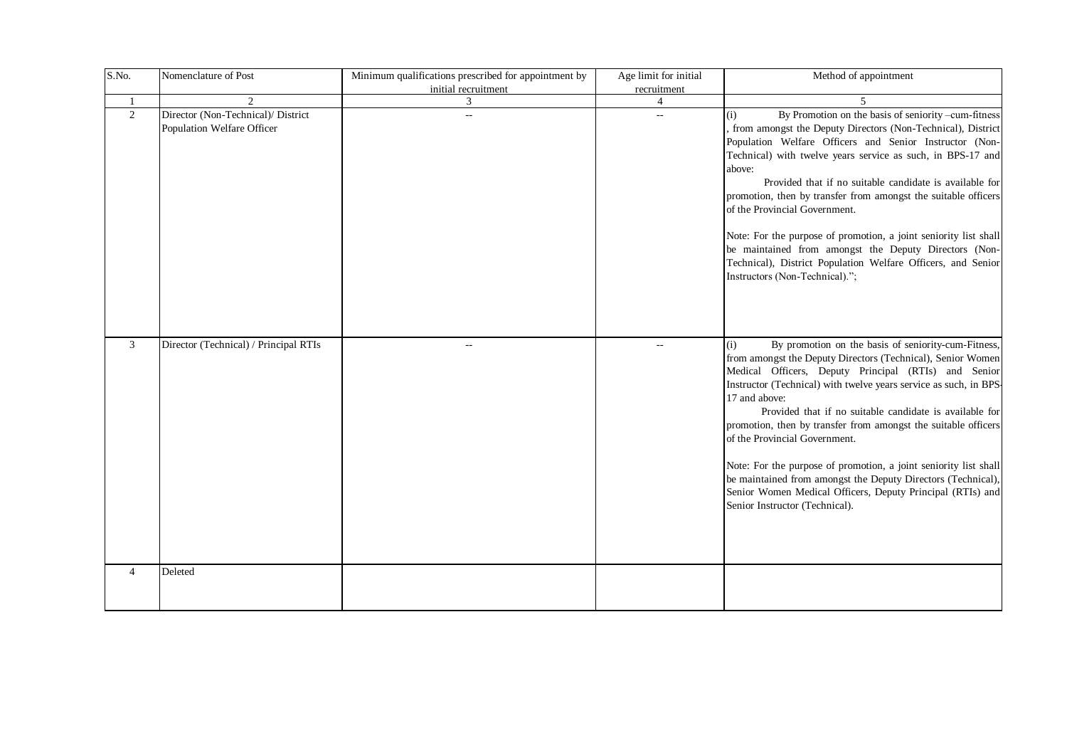| S.No. | Nomenclature of Post | Minimum qualifications prescribed for appointment by initial recruitment | Age limit for initial recruitment | Method of appointment |
|---|---|---|---|---|
| 1 | 2 | 3 | 4 | 5 |
| 2 | Director (Non-Technical)/ District Population Welfare Officer | -- | -- | (i) By Promotion on the basis of seniority –cum-fitness, from amongst the Deputy Directors (Non-Technical), District Population Welfare Officers and Senior Instructor (Non-Technical) with twelve years service as such, in BPS-17 and above:<br>Provided that if no suitable candidate is available for promotion, then by transfer from amongst the suitable officers of the Provincial Government.<br><br>Note: For the purpose of promotion, a joint seniority list shall be maintained from amongst the Deputy Directors (Non-Technical), District Population Welfare Officers, and Senior Instructors (Non-Technical).”; |
| 3 | Director (Technical) / Principal RTIs | -- | -- | (i) By promotion on the basis of seniority-cum-Fitness, from amongst the Deputy Directors (Technical), Senior Women Medical Officers, Deputy Principal (RTIs) and Senior Instructor (Technical) with twelve years service as such, in BPS-17 and above:<br>Provided that if no suitable candidate is available for promotion, then by transfer from amongst the suitable officers of the Provincial Government.<br><br>Note: For the purpose of promotion, a joint seniority list shall be maintained from amongst the Deputy Directors (Technical), Senior Women Medical Officers, Deputy Principal (RTIs) and Senior Instructor (Technical). |
| 4 | Deleted | | | |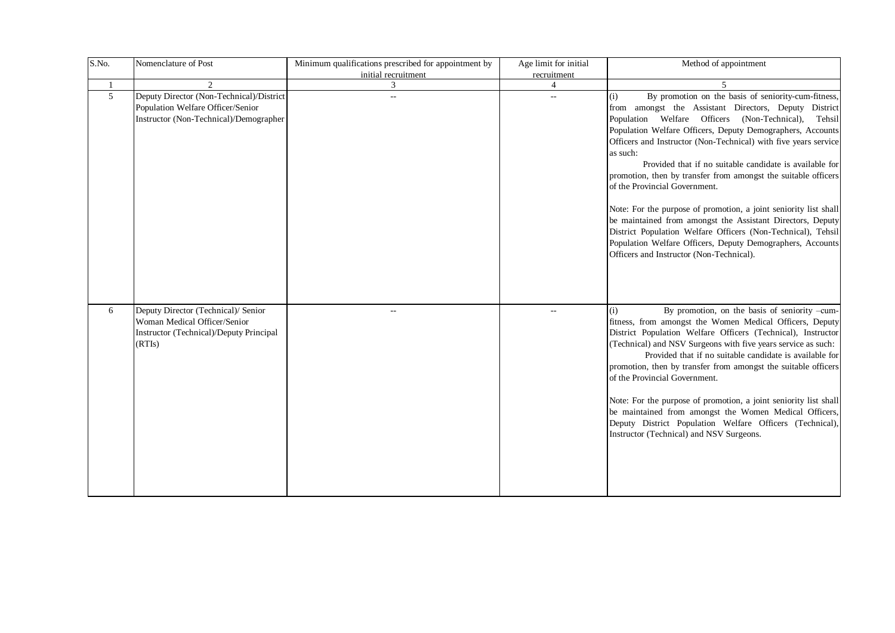| S.No. | Nomenclature of Post | Minimum qualifications prescribed for appointment by initial recruitment | Age limit for initial recruitment | Method of appointment |
|---|---|---|---|---|
| 1 | 2 | 3 | 4 | 5 |
| 5 | Deputy Director (Non-Technical)/District Population Welfare Officer/Senior Instructor (Non-Technical)/Demographer | -- | -- | (i) By promotion on the basis of seniority-cum-fitness, from amongst the Assistant Directors, Deputy District Population Welfare Officers (Non-Technical), Tehsil Population Welfare Officers, Deputy Demographers, Accounts Officers and Instructor (Non-Technical) with five years service as such:<br>Provided that if no suitable candidate is available for promotion, then by transfer from amongst the suitable officers of the Provincial Government.<br><br>Note: For the purpose of promotion, a joint seniority list shall be maintained from amongst the Assistant Directors, Deputy District Population Welfare Officers (Non-Technical), Tehsil Population Welfare Officers, Deputy Demographers, Accounts Officers and Instructor (Non-Technical). |
| 6 | Deputy Director (Technical)/ Senior Woman Medical Officer/Senior Instructor (Technical)/Deputy Principal (RTIs) | -- | -- | (i) By promotion, on the basis of seniority –cum-fitness, from amongst the Women Medical Officers, Deputy District Population Welfare Officers (Technical), Instructor (Technical) and NSV Surgeons with five years service as such:<br>Provided that if no suitable candidate is available for promotion, then by transfer from amongst the suitable officers of the Provincial Government.<br><br>Note: For the purpose of promotion, a joint seniority list shall be maintained from amongst the Women Medical Officers, Deputy District Population Welfare Officers (Technical), Instructor (Technical) and NSV Surgeons. |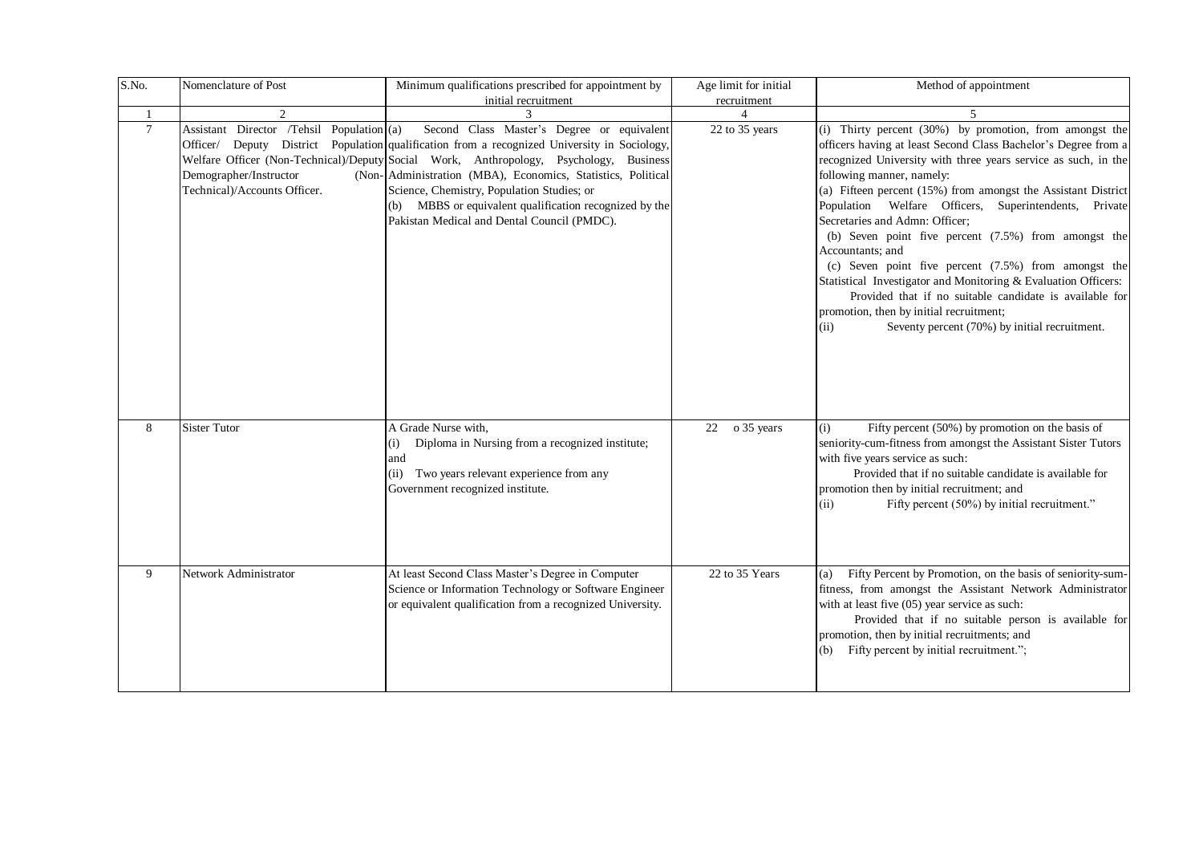| S.No. | Nomenclature of Post | Minimum qualifications prescribed for appointment by initial recruitment | Age limit for initial recruitment | Method of appointment |
|---|---|---|---|---|
| 1 | 2 | 3 | 4 | 5 |
| 7 | Assistant Director /Tehsil Population Officer/ Deputy District Population Welfare Officer (Non-Technical)/Deputy Demographer/Instructor (Non-Technical)/Accounts Officer. | (a) Second Class Master's Degree or equivalent qualification from a recognized University in Sociology, Social Work, Anthropology, Psychology, Business Administration (MBA), Economics, Statistics, Political Science, Chemistry, Population Studies; or<br>(b) MBBS or equivalent qualification recognized by the Pakistan Medical and Dental Council (PMDC). | 22 to 35 years | (i) Thirty percent (30%) by promotion, from amongst the officers having at least Second Class Bachelor's Degree from a recognized University with three years service as such, in the following manner, namely:<br>(a) Fifteen percent (15%) from amongst the Assistant District Population Welfare Officers, Superintendents, Private Secretaries and Admn: Officer;<br>(b) Seven point five percent (7.5%) from amongst the Accountants; and<br>(c) Seven point five percent (7.5%) from amongst the Statistical Investigator and Monitoring & Evaluation Officers:<br>Provided that if no suitable candidate is available for promotion, then by initial recruitment;<br>(ii) Seventy percent (70%) by initial recruitment. |
| 8 | Sister Tutor | A Grade Nurse with,<br>(i) Diploma in Nursing from a recognized institute; and<br>(ii) Two years relevant experience from any Government recognized institute. | 22 o 35 years | (i) Fifty percent (50%) by promotion on the basis of seniority-cum-fitness from amongst the Assistant Sister Tutors with five years service as such:<br>Provided that if no suitable candidate is available for promotion then by initial recruitment; and<br>(ii) Fifty percent (50%) by initial recruitment." |
| 9 | Network Administrator | At least Second Class Master's Degree in Computer Science or Information Technology or Software Engineer or equivalent qualification from a recognized University. | 22 to 35 Years | (a) Fifty Percent by Promotion, on the basis of seniority-sum-fitness, from amongst the Assistant Network Administrator with at least five (05) year service as such:<br>Provided that if no suitable person is available for promotion, then by initial recruitments; and<br>(b) Fifty percent by initial recruitment."; |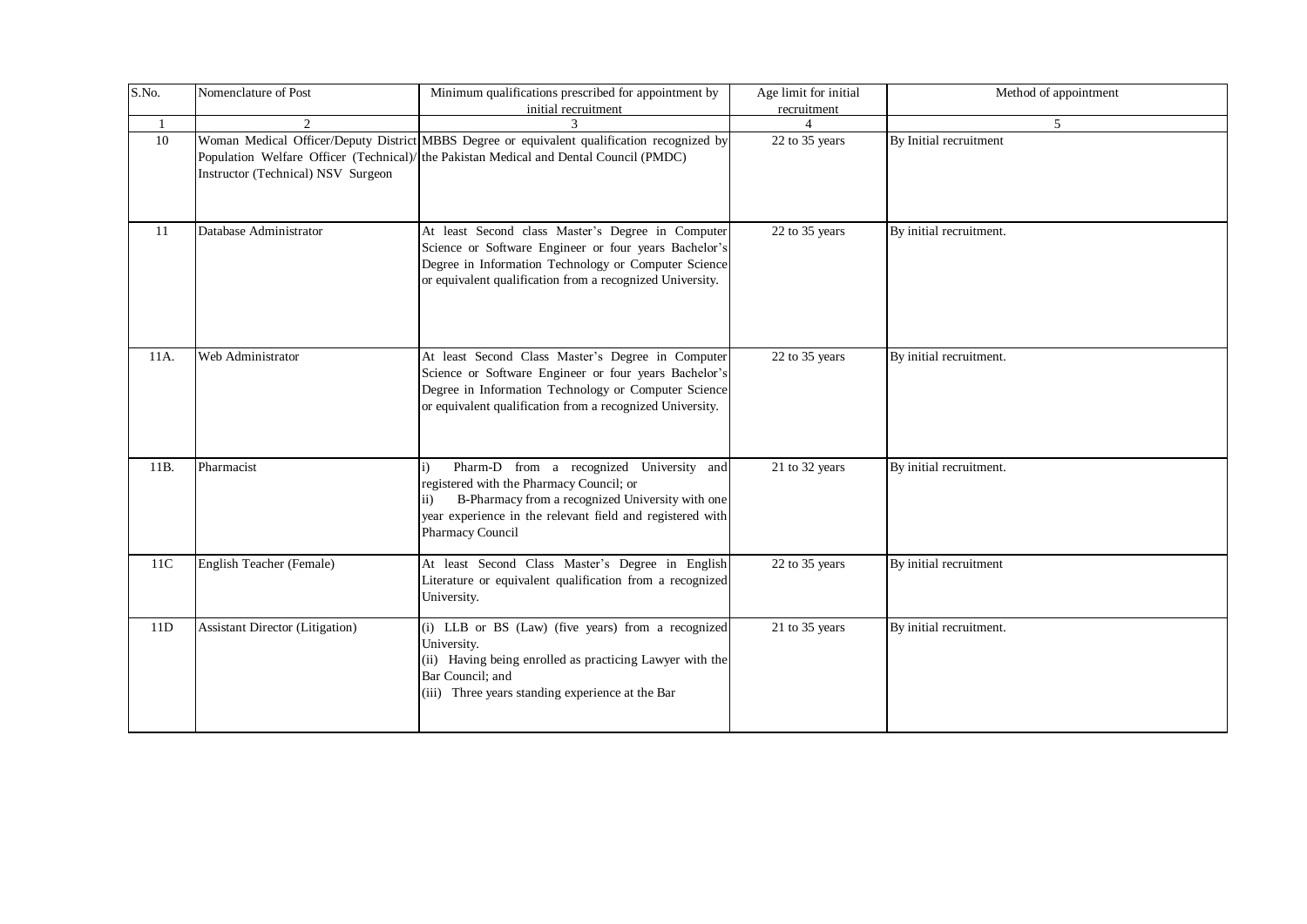| S.No. | Nomenclature of Post | Minimum qualifications prescribed for appointment by initial recruitment | Age limit for initial recruitment | Method of appointment |
|---|---|---|---|---|
| 1 | 2 | 3 | 4 | 5 |
| 10 | Woman Medical Officer/Deputy District Population Welfare Officer (Technical)/ Instructor (Technical) NSV Surgeon | MBBS Degree or equivalent qualification recognized by the Pakistan Medical and Dental Council (PMDC) | 22 to 35 years | By Initial recruitment |
| 11 | Database Administrator | At least Second class Master's Degree in Computer Science or Software Engineer or four years Bachelor's Degree in Information Technology or Computer Science or equivalent qualification from a recognized University. | 22 to 35 years | By initial recruitment. |
| 11A. | Web Administrator | At least Second Class Master's Degree in Computer Science or Software Engineer or four years Bachelor's Degree in Information Technology or Computer Science or equivalent qualification from a recognized University. | 22 to 35 years | By initial recruitment. |
| 11B. | Pharmacist | i) Pharm-D from a recognized University and registered with the Pharmacy Council; or<br>ii) B-Pharmacy from a recognized University with one year experience in the relevant field and registered with Pharmacy Council | 21 to 32 years | By initial recruitment. |
| 11C | English Teacher (Female) | At least Second Class Master's Degree in English Literature or equivalent qualification from a recognized University. | 22 to 35 years | By initial recruitment |
| 11D | Assistant Director (Litigation) | (i) LLB or BS (Law) (five years) from a recognized University.<br>(ii) Having being enrolled as practicing Lawyer with the Bar Council; and<br>(iii) Three years standing experience at the Bar | 21 to 35 years | By initial recruitment. |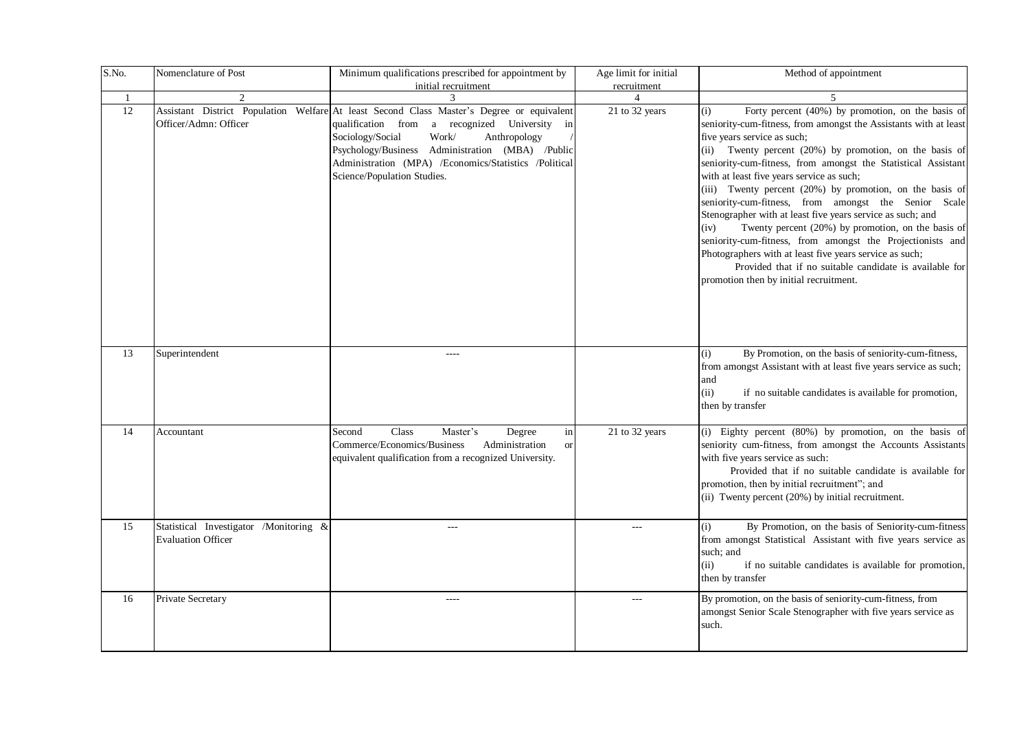| S.No. | Nomenclature of Post | Minimum qualifications prescribed for appointment by initial recruitment | Age limit for initial recruitment | Method of appointment |
|---|---|---|---|---|
| 1 | 2 | 3 | 4 | 5 |
| 12 | Assistant District Population Welfare Officer/Admn: Officer | At least Second Class Master's Degree or equivalent qualification from a recognized University in Sociology/Social Work/ Anthropology / Psychology/Business Administration (MBA) /Public Administration (MPA) /Economics/Statistics /Political Science/Population Studies. | 21 to 32 years | (i) Forty percent (40%) by promotion, on the basis of seniority-cum-fitness, from amongst the Assistants with at least five years service as such;<br>(ii) Twenty percent (20%) by promotion, on the basis of seniority-cum-fitness, from amongst the Statistical Assistant with at least five years service as such;<br>(iii) Twenty percent (20%) by promotion, on the basis of seniority-cum-fitness, from amongst the Senior Scale Stenographer with at least five years service as such; and<br>(iv) Twenty percent (20%) by promotion, on the basis of seniority-cum-fitness, from amongst the Projectionists and Photographers with at least five years service as such;<br>Provided that if no suitable candidate is available for promotion then by initial recruitment. |
| 13 | Superintendent | ---- | | (i) By Promotion, on the basis of seniority-cum-fitness, from amongst Assistant with at least five years service as such; and<br>(ii) if no suitable candidates is available for promotion, then by transfer |
| 14 | Accountant | Second Class Master's Degree in Commerce/Economics/Business Administration or equivalent qualification from a recognized University. | 21 to 32 years | (i) Eighty percent (80%) by promotion, on the basis of seniority cum-fitness, from amongst the Accounts Assistants with five years service as such:<br>Provided that if no suitable candidate is available for promotion, then by initial recruitment"; and<br>(ii) Twenty percent (20%) by initial recruitment. |
| 15 | Statistical Investigator /Monitoring & Evaluation Officer | --- | --- | (i) By Promotion, on the basis of Seniority-cum-fitness from amongst Statistical Assistant with five years service as such; and<br>(ii) if no suitable candidates is available for promotion, then by transfer |
| 16 | Private Secretary | ---- | --- | By promotion, on the basis of seniority-cum-fitness, from amongst Senior Scale Stenographer with five years service as such. |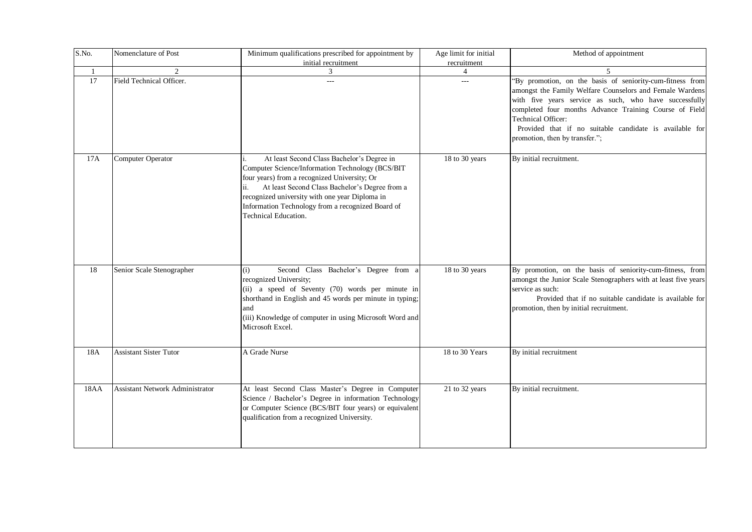| S.No. | Nomenclature of Post | Minimum qualifications prescribed for appointment by initial recruitment | Age limit for initial recruitment | Method of appointment |
|---|---|---|---|---|
| 1 | 2 | 3 | 4 | 5 |
| 17 | Field Technical Officer. | --- | --- | "By promotion, on the basis of seniority-cum-fitness from amongst the Family Welfare Counselors and Female Wardens with five years service as such, who have successfully completed four months Advance Training Course of Field Technical Officer:<br>Provided that if no suitable candidate is available for promotion, then by transfer."; |
| 17A | Computer Operator | i. At least Second Class Bachelor's Degree in Computer Science/Information Technology (BCS/BIT four years) from a recognized University; Or<br>ii. At least Second Class Bachelor's Degree from a recognized university with one year Diploma in Information Technology from a recognized Board of Technical Education. | 18 to 30 years | By initial recruitment. |
| 18 | Senior Scale Stenographer | (i) Second Class Bachelor's Degree from a recognized University;<br>(ii) a speed of Seventy (70) words per minute in shorthand in English and 45 words per minute in typing; and<br>(iii) Knowledge of computer in using Microsoft Word and Microsoft Excel. | 18 to 30 years | By promotion, on the basis of seniority-cum-fitness, from amongst the Junior Scale Stenographers with at least five years service as such:<br>Provided that if no suitable candidate is available for promotion, then by initial recruitment. |
| 18A | Assistant Sister Tutor | A Grade Nurse | 18 to 30 Years | By initial recruitment |
| 18AA | Assistant Network Administrator | At least Second Class Master's Degree in Computer Science / Bachelor's Degree in information Technology or Computer Science (BCS/BIT four years) or equivalent qualification from a recognized University. | 21 to 32 years | By initial recruitment. |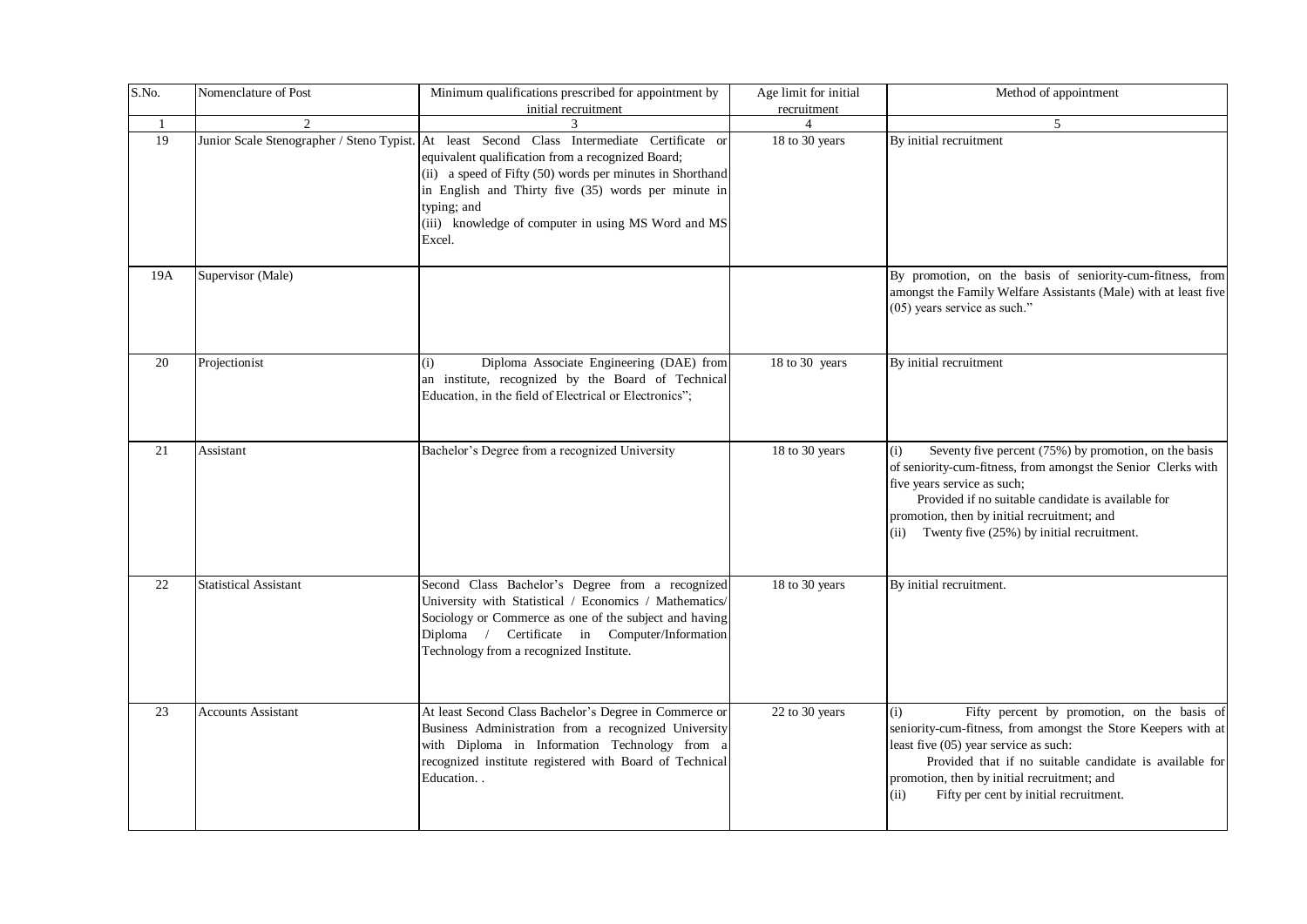| S.No. | Nomenclature of Post | Minimum qualifications prescribed for appointment by initial recruitment | Age limit for initial recruitment | Method of appointment |
|---|---|---|---|---|
| 1 | 2 | 3 | 4 | 5 |
| 19 | Junior Scale Stenographer / Steno Typist. | At least Second Class Intermediate Certificate or equivalent qualification from a recognized Board; (ii) a speed of Fifty (50) words per minutes in Shorthand in English and Thirty five (35) words per minute in typing; and (iii) knowledge of computer in using MS Word and MS Excel. | 18 to 30 years | By initial recruitment |
| 19A | Supervisor (Male) | | | By promotion, on the basis of seniority-cum-fitness, from amongst the Family Welfare Assistants (Male) with at least five (05) years service as such." |
| 20 | Projectionist | (i) Diploma Associate Engineering (DAE) from an institute, recognized by the Board of Technical Education, in the field of Electrical or Electronics"; | 18 to 30 years | By initial recruitment |
| 21 | Assistant | Bachelor's Degree from a recognized University | 18 to 30 years | (i) Seventy five percent (75%) by promotion, on the basis of seniority-cum-fitness, from amongst the Senior Clerks with five years service as such; Provided if no suitable candidate is available for promotion, then by initial recruitment; and (ii) Twenty five (25%) by initial recruitment. |
| 22 | Statistical Assistant | Second Class Bachelor's Degree from a recognized University with Statistical / Economics / Mathematics/ Sociology or Commerce as one of the subject and having Diploma / Certificate in Computer/Information Technology from a recognized Institute. | 18 to 30 years | By initial recruitment. |
| 23 | Accounts Assistant | At least Second Class Bachelor's Degree in Commerce or Business Administration from a recognized University with Diploma in Information Technology from a recognized institute registered with Board of Technical Education. . | 22 to 30 years | (i) Fifty percent by promotion, on the basis of seniority-cum-fitness, from amongst the Store Keepers with at least five (05) year service as such: Provided that if no suitable candidate is available for promotion, then by initial recruitment; and (ii) Fifty per cent by initial recruitment. |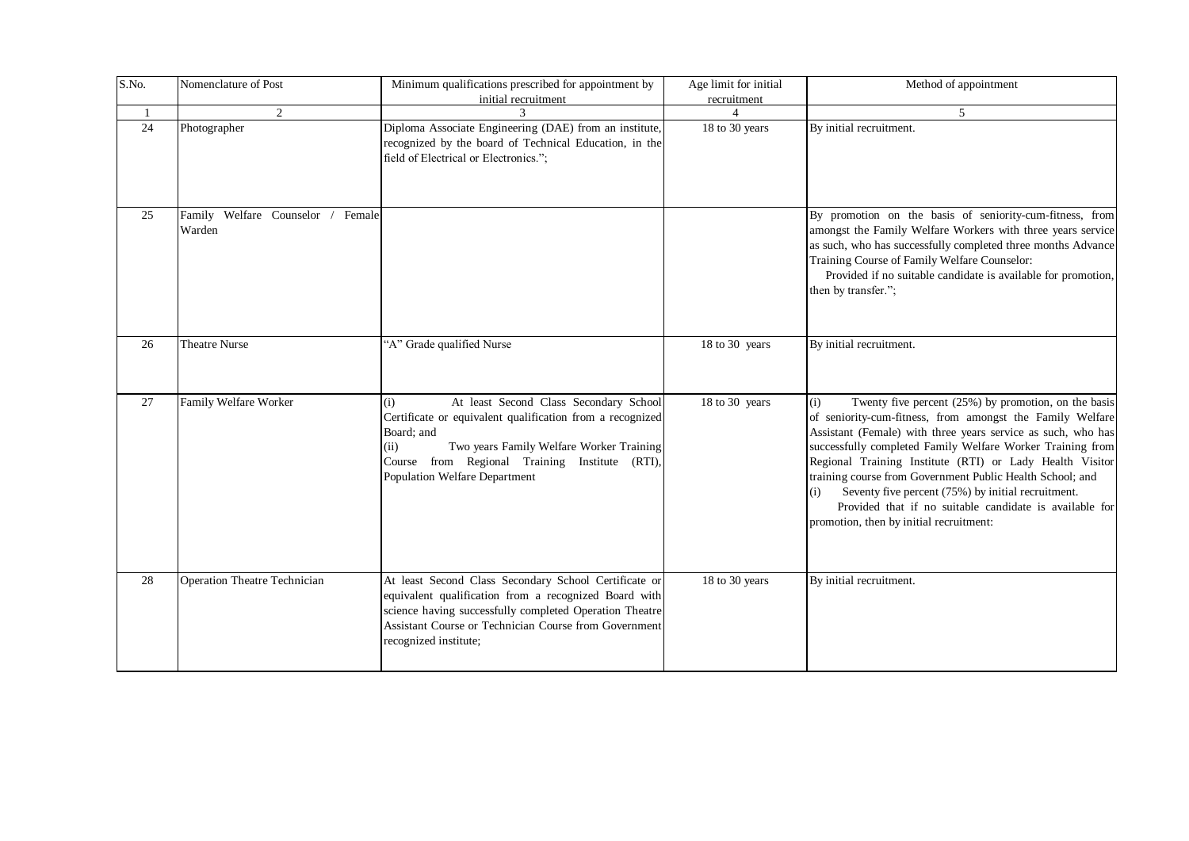| S.No. | Nomenclature of Post | Minimum qualifications prescribed for appointment by initial recruitment | Age limit for initial recruitment | Method of appointment |
|---|---|---|---|---|
| 1 | 2 | 3 | 4 | 5 |
| 24 | Photographer | Diploma Associate Engineering (DAE) from an institute, recognized by the board of Technical Education, in the field of Electrical or Electronics.”; | 18 to 30 years | By initial recruitment. |
| 25 | Family Welfare Counselor / Female Warden | | | By promotion on the basis of seniority-cum-fitness, from amongst the Family Welfare Workers with three years service as such, who has successfully completed three months Advance Training Course of Family Welfare Counselor:<br>Provided if no suitable candidate is available for promotion, then by transfer.”; |
| 26 | Theatre Nurse | “A” Grade qualified Nurse | 18 to 30 years | By initial recruitment. |
| 27 | Family Welfare Worker | (i) At least Second Class Secondary School Certificate or equivalent qualification from a recognized Board; and<br>(ii) Two years Family Welfare Worker Training Course from Regional Training Institute (RTI), Population Welfare Department | 18 to 30 years | (i) Twenty five percent (25%) by promotion, on the basis of seniority-cum-fitness, from amongst the Family Welfare Assistant (Female) with three years service as such, who has successfully completed Family Welfare Worker Training from Regional Training Institute (RTI) or Lady Health Visitor training course from Government Public Health School; and<br>(i) Seventy five percent (75%) by initial recruitment.<br>Provided that if no suitable candidate is available for promotion, then by initial recruitment: |
| 28 | Operation Theatre Technician | At least Second Class Secondary School Certificate or equivalent qualification from a recognized Board with science having successfully completed Operation Theatre Assistant Course or Technician Course from Government recognized institute; | 18 to 30 years | By initial recruitment. |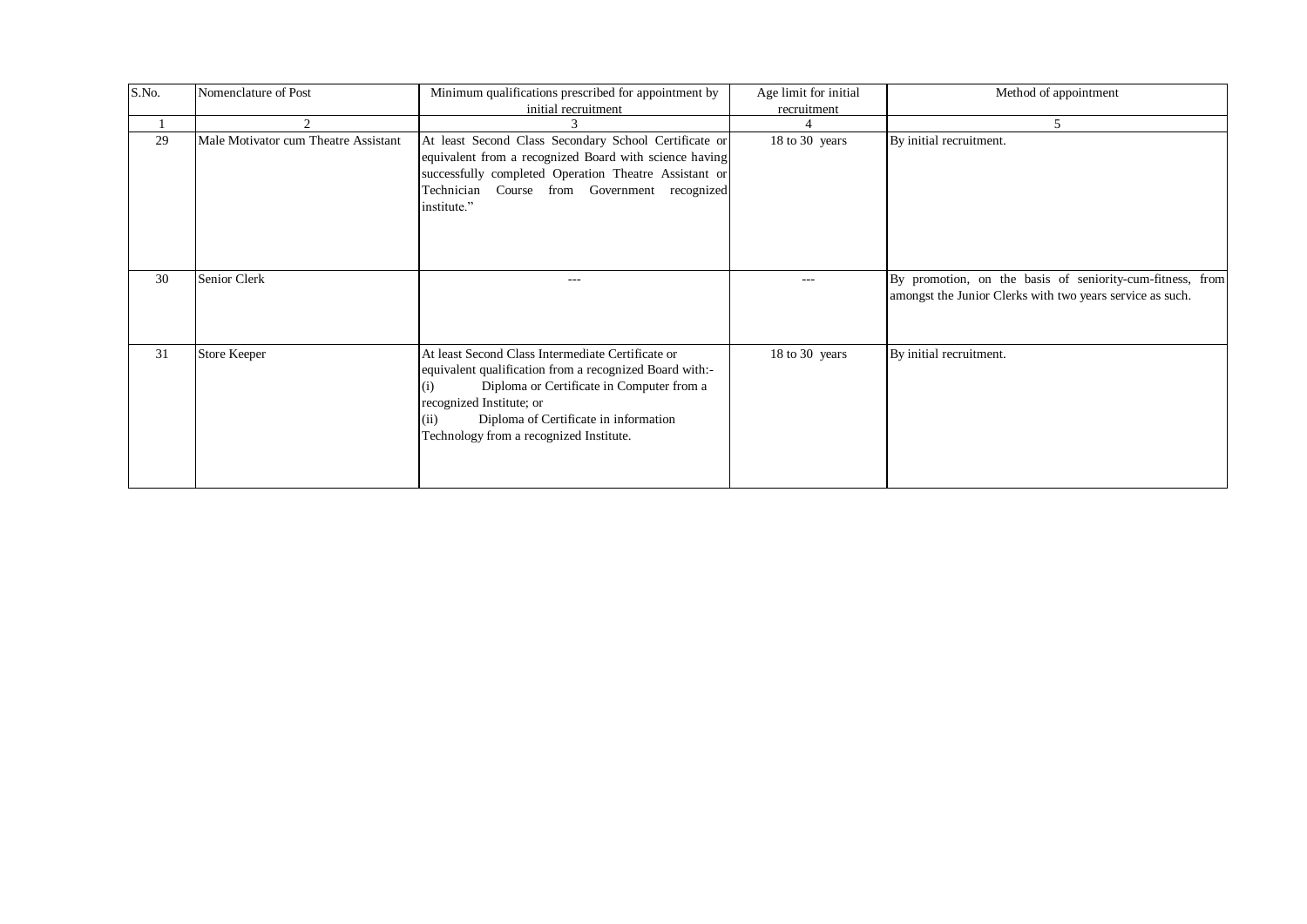| S.No. | Nomenclature of Post | Minimum qualifications prescribed for appointment by initial recruitment | Age limit for initial recruitment | Method of appointment |
|---|---|---|---|---|
| 1 | 2 | 3 | 4 | 5 |
| 29 | Male Motivator cum Theatre Assistant | At least Second Class Secondary School Certificate or equivalent from a recognized Board with science having successfully completed Operation Theatre Assistant or Technician Course from Government recognized institute." | 18 to 30 years | By initial recruitment. |
| 30 | Senior Clerk | --- | --- | By promotion, on the basis of seniority-cum-fitness, from amongst the Junior Clerks with two years service as such. |
| 31 | Store Keeper | At least Second Class Intermediate Certificate or equivalent qualification from a recognized Board with:- (i) Diploma or Certificate in Computer from a recognized Institute; or (ii) Diploma of Certificate in information Technology from a recognized Institute. | 18 to 30 years | By initial recruitment. |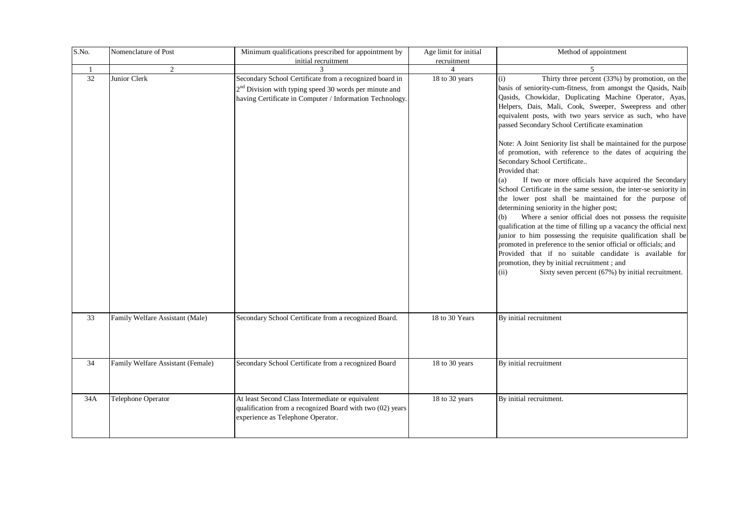| S.No. | Nomenclature of Post | Minimum qualifications prescribed for appointment by initial recruitment | Age limit for initial recruitment | Method of appointment |
|---|---|---|---|---|
| 1 | 2 | 3 | 4 | 5 |
| 32 | Junior Clerk | Secondary School Certificate from a recognized board in 2nd Division with typing speed 30 words per minute and having Certificate in Computer / Information Technology. | 18 to 30 years | (i) Thirty three percent (33%) by promotion, on the basis of seniority-cum-fitness, from amongst the Qasids, Naib Qasids, Chowkidar, Duplicating Machine Operator, Ayas, Helpers, Dais, Mali, Cook, Sweeper, Sweepress and other equivalent posts, with two years service as such, who have passed Secondary School Certificate examination<br><br>Note: A Joint Seniority list shall be maintained for the purpose of promotion, with reference to the dates of acquiring the Secondary School Certificate..<br>Provided that:<br>(a) If two or more officials have acquired the Secondary School Certificate in the same session, the inter-se seniority in the lower post shall be maintained for the purpose of determining seniority in the higher post;<br>(b) Where a senior official does not possess the requisite qualification at the time of filling up a vacancy the official next junior to him possessing the requisite qualification shall be promoted in preference to the senior official or officials; and<br>Provided that if no suitable candidate is available for promotion, they by initial recruitment ; and<br>(ii) Sixty seven percent (67%) by initial recruitment. |
| 33 | Family Welfare Assistant (Male) | Secondary School Certificate from a recognized Board. | 18 to 30 Years | By initial recruitment |
| 34 | Family Welfare Assistant (Female) | Secondary School Certificate from a recognized Board | 18 to 30 years | By initial recruitment |
| 34A | Telephone Operator | At least Second Class Intermediate or equivalent qualification from a recognized Board with two (02) years experience as Telephone Operator. | 18 to 32 years | By initial recruitment. |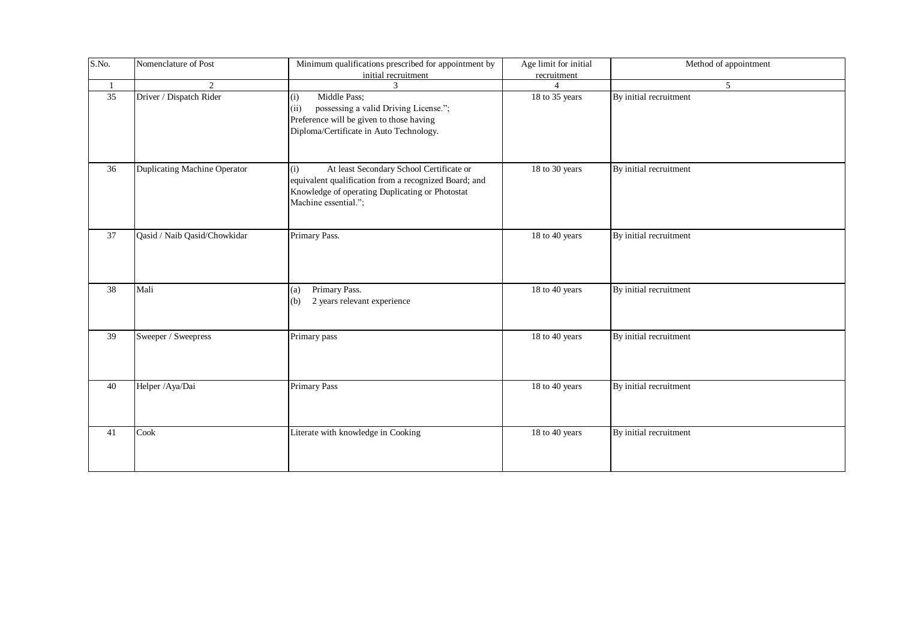| S.No. | Nomenclature of Post | Minimum qualifications prescribed for appointment by initial recruitment | Age limit for initial recruitment | Method of appointment |
|---|---|---|---|---|
| 1 | 2 | 3 | 4 | 5 |
| 35 | Driver / Dispatch Rider | (i) Middle Pass;<br>(ii) possessing a valid Driving License.";<br>Preference will be given to those having Diploma/Certificate in Auto Technology. | 18 to 35 years | By initial recruitment |
| 36 | Duplicating Machine Operator | (i) At least Secondary School Certificate or equivalent qualification from a recognized Board; and Knowledge of operating Duplicating or Photostat Machine essential."; | 18 to 30 years | By initial recruitment |
| 37 | Qasid / Naib Qasid/Chowkidar | Primary Pass. | 18 to 40 years | By initial recruitment |
| 38 | Mali | (a) Primary Pass.<br>(b) 2 years relevant experience | 18 to 40 years | By initial recruitment |
| 39 | Sweeper / Sweepress | Primary pass | 18 to 40 years | By initial recruitment |
| 40 | Helper /Aya/Dai | Primary Pass | 18 to 40 years | By initial recruitment |
| 41 | Cook | Literate with knowledge in Cooking | 18 to 40 years | By initial recruitment |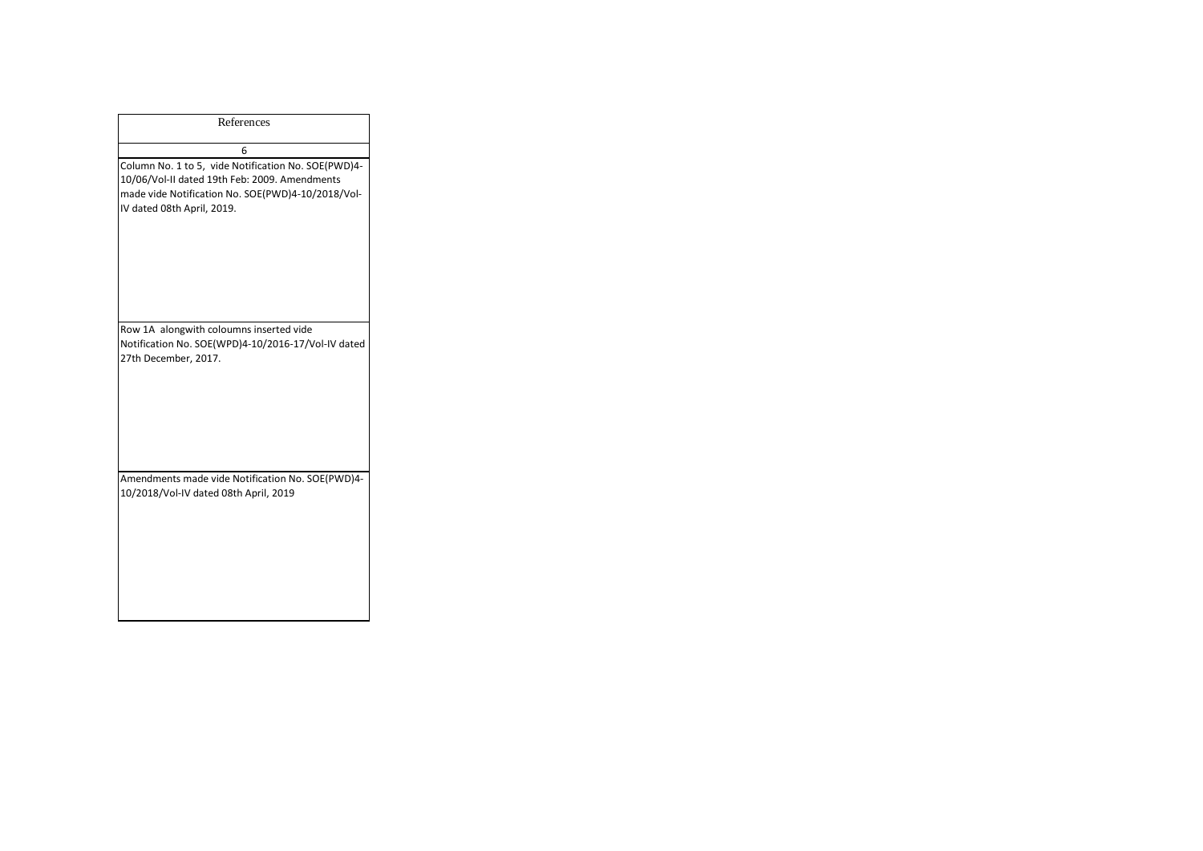| References |
|---|
| 6 |
| Column No. 1 to 5, vide Notification No. SOE(PWD)4-10/06/Vol-II dated 19th Feb: 2009. Amendments made vide Notification No. SOE(PWD)4-10/2018/Vol-IV dated 08th April, 2019. |
| Row 1A alongwith coloumns inserted vide Notification No. SOE(WPD)4-10/2016-17/Vol-IV dated 27th December, 2017. |
| Amendments made vide Notification No. SOE(PWD)4-10/2018/Vol-IV dated 08th April, 2019 |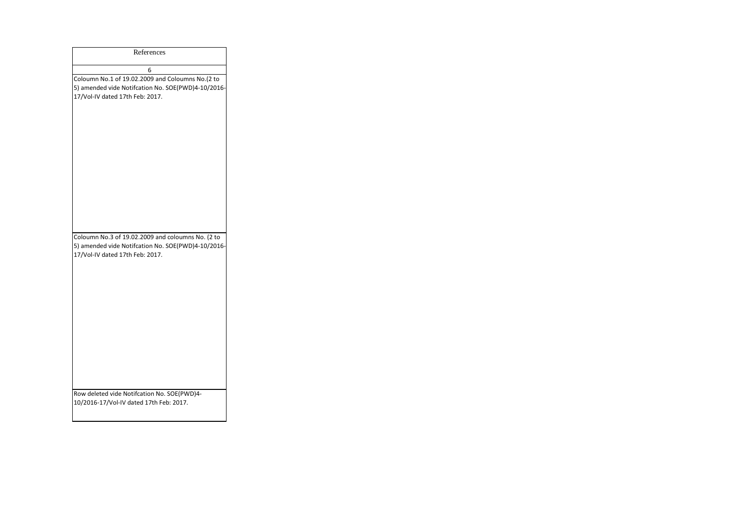| References |
| --- |
| 6 |
| Coloumn No.1 of 19.02.2009 and Coloumns No.(2 to 5) amended vide Notifcation No. SOE(PWD)4-10/2016-17/Vol-IV dated 17th Feb: 2017. |
| Coloumn No.3 of 19.02.2009 and coloumns No. (2 to 5) amended vide Notifcation No. SOE(PWD)4-10/2016-17/Vol-IV dated 17th Feb: 2017. |
| Row deleted vide Notifcation No. SOE(PWD)4-10/2016-17/Vol-IV dated 17th Feb: 2017. |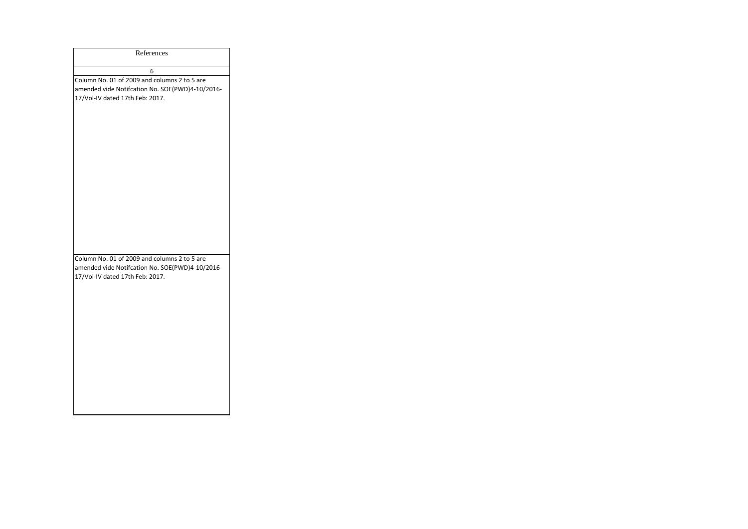| References |
| --- |
| 6 |
| Column No. 01 of 2009 and columns 2 to 5 are amended vide Notifcation No. SOE(PWD)4-10/2016-17/Vol-IV dated 17th Feb: 2017. |
| Column No. 01 of 2009 and columns 2 to 5 are amended vide Notifcation No. SOE(PWD)4-10/2016-17/Vol-IV dated 17th Feb: 2017. |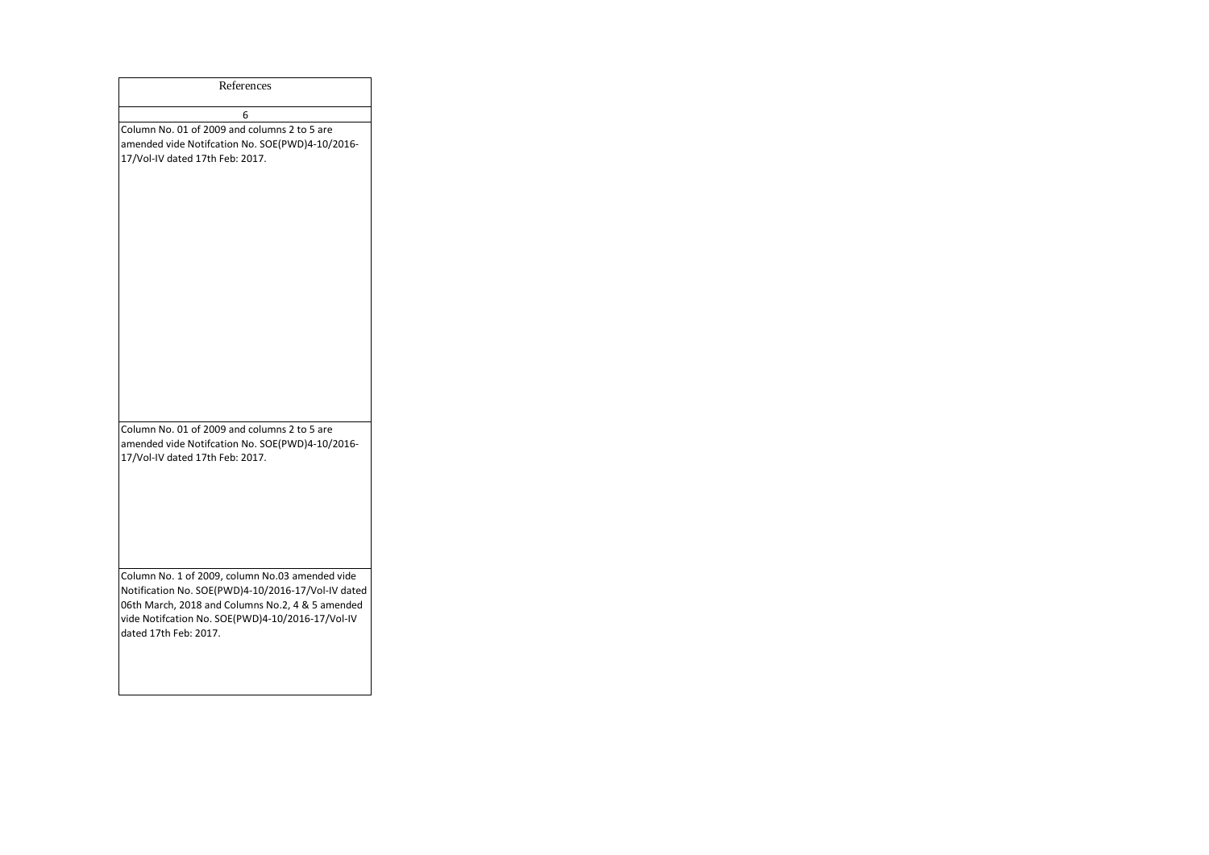| References |
| --- |
| 6 |
| Column No. 01 of 2009 and columns 2 to 5 are amended vide Notifcation No. SOE(PWD)4-10/2016-17/Vol-IV dated 17th Feb: 2017. |
| Column No. 01 of 2009 and columns 2 to 5 are amended vide Notifcation No. SOE(PWD)4-10/2016-17/Vol-IV dated 17th Feb: 2017. |
| Column No. 1 of 2009, column No.03 amended vide Notification No. SOE(PWD)4-10/2016-17/Vol-IV dated 06th March, 2018 and Columns No.2, 4 & 5 amended vide Notifcation No. SOE(PWD)4-10/2016-17/Vol-IV dated 17th Feb: 2017. |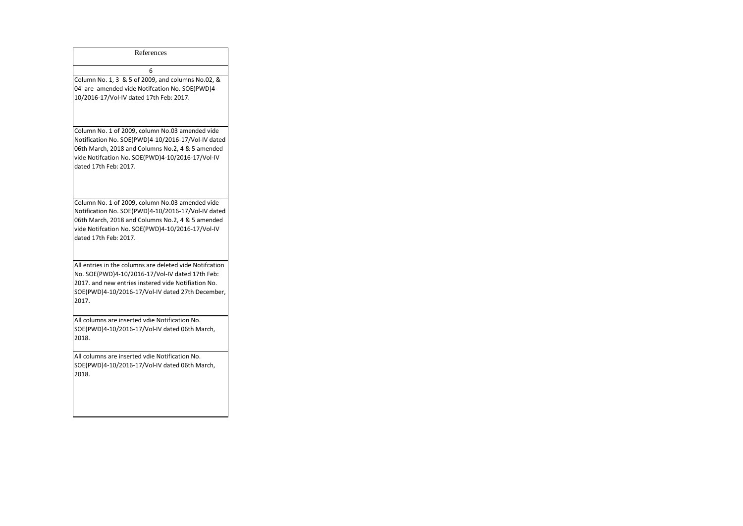| References |
| --- |
| 6 |
| Column No. 1, 3 & 5 of 2009, and columns No.02, & 04 are amended vide Notifcation No. SOE(PWD)4-10/2016-17/Vol-IV dated 17th Feb: 2017. |
| Column No. 1 of 2009, column No.03 amended vide Notification No. SOE(PWD)4-10/2016-17/Vol-IV dated 06th March, 2018 and Columns No.2, 4 & 5 amended vide Notifcation No. SOE(PWD)4-10/2016-17/Vol-IV dated 17th Feb: 2017. |
| Column No. 1 of 2009, column No.03 amended vide Notification No. SOE(PWD)4-10/2016-17/Vol-IV dated 06th March, 2018 and Columns No.2, 4 & 5 amended vide Notifcation No. SOE(PWD)4-10/2016-17/Vol-IV dated 17th Feb: 2017. |
| All entries in the columns are deleted vide Notifcation No. SOE(PWD)4-10/2016-17/Vol-IV dated 17th Feb: 2017. and new entries instered vide Notifiation No. SOE(PWD)4-10/2016-17/Vol-IV dated 27th December, 2017. |
| All columns are inserted vdie Notification No. SOE(PWD)4-10/2016-17/Vol-IV dated 06th March, 2018. |
| All columns are inserted vdie Notification No. SOE(PWD)4-10/2016-17/Vol-IV dated 06th March, 2018. |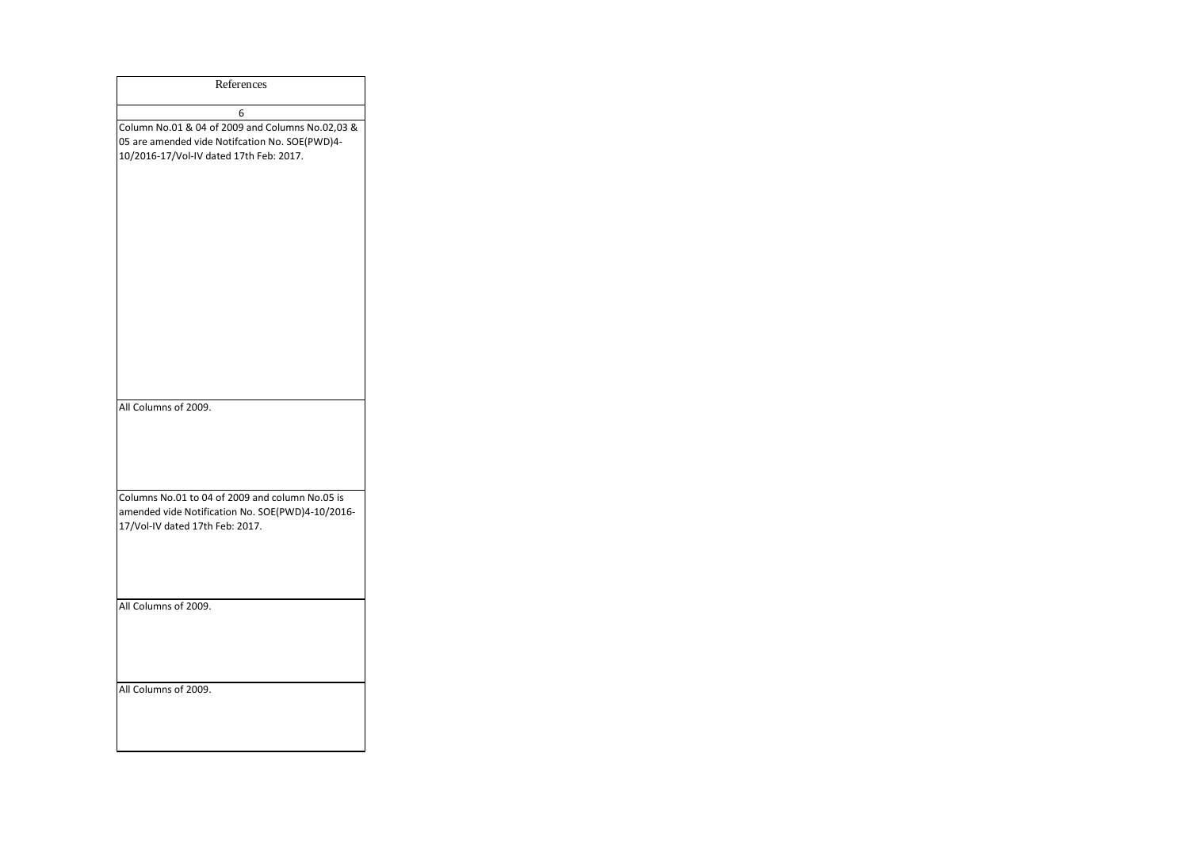| References |
|---|
| 6 |
| Column No.01 & 04 of 2009 and Columns No.02,03 & 05 are amended vide Notifcation No. SOE(PWD)4-10/2016-17/Vol-IV dated 17th Feb: 2017. |
| All Columns of 2009. |
| Columns No.01 to 04 of 2009 and column No.05 is amended vide Notification No. SOE(PWD)4-10/2016-17/Vol-IV dated 17th Feb: 2017. |
| All Columns of 2009. |
| All Columns of 2009. |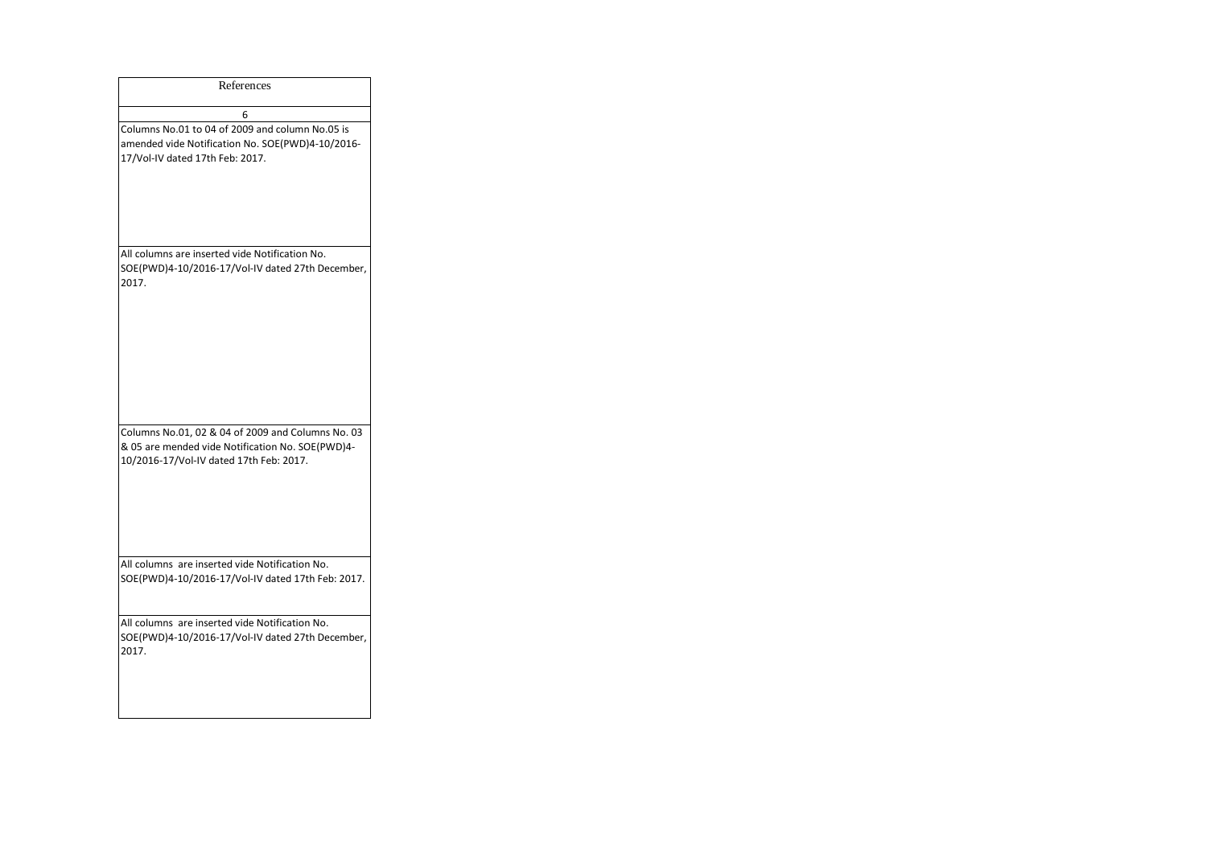| References |
|---|
| 6 |
| Columns No.01 to 04 of 2009 and column No.05 is amended vide Notification No. SOE(PWD)4-10/2016-17/Vol-IV dated 17th Feb: 2017. |
| All columns are inserted vide Notification No. SOE(PWD)4-10/2016-17/Vol-IV dated 27th December, 2017. |
| Columns No.01, 02 & 04 of 2009 and Columns No. 03 & 05 are mended vide Notification No. SOE(PWD)4-10/2016-17/Vol-IV dated 17th Feb: 2017. |
| All columns are inserted vide Notification No. SOE(PWD)4-10/2016-17/Vol-IV dated 17th Feb: 2017. |
| All columns are inserted vide Notification No. SOE(PWD)4-10/2016-17/Vol-IV dated 27th December, 2017. |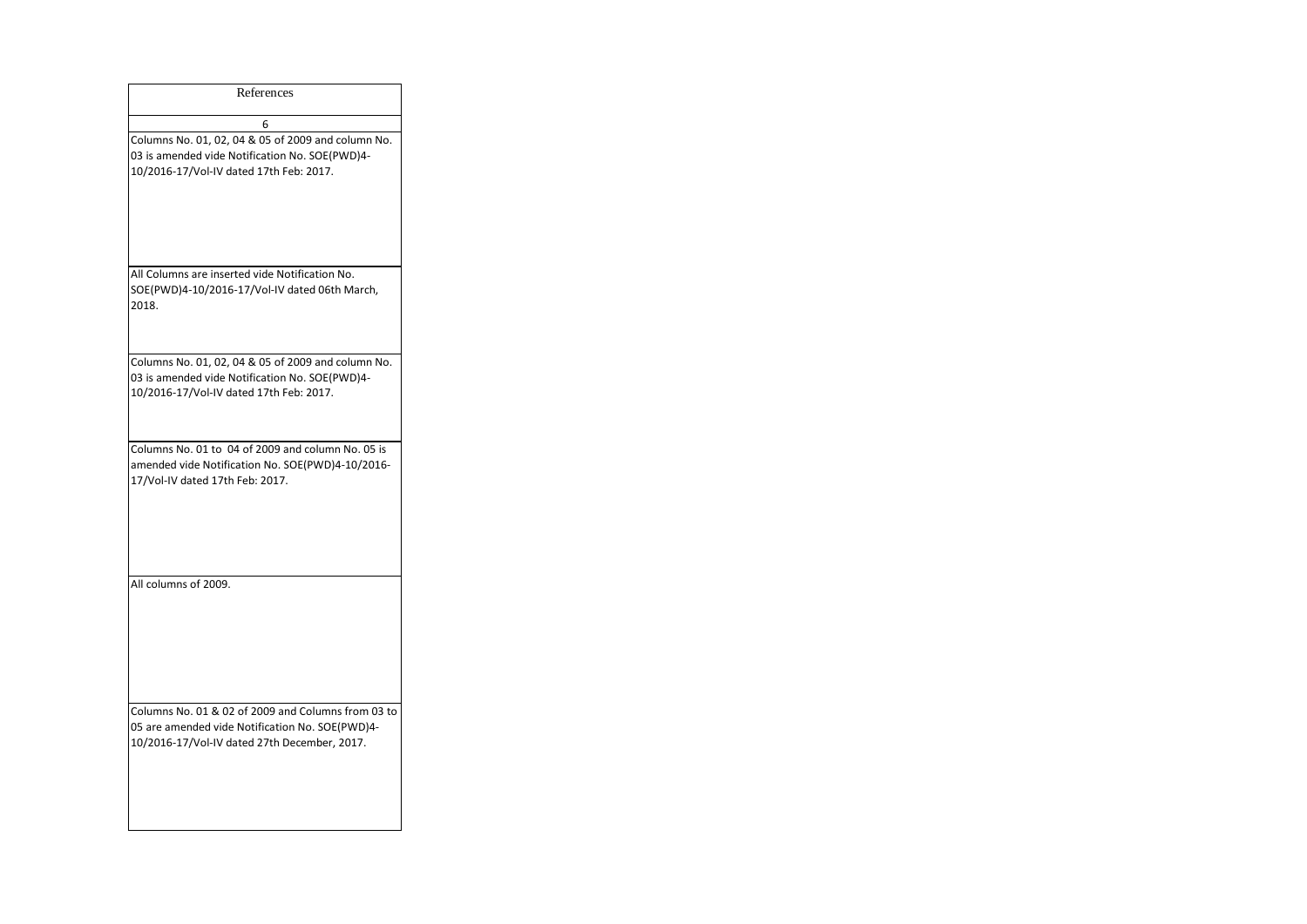| References |
| --- |
| 6 |
| Columns No. 01, 02, 04 & 05 of 2009 and column No. 03 is amended vide Notification No. SOE(PWD)4-10/2016-17/Vol-IV dated 17th Feb: 2017. |
| All Columns are inserted vide Notification No. SOE(PWD)4-10/2016-17/Vol-IV dated 06th March, 2018. |
| Columns No. 01, 02, 04 & 05 of 2009 and column No. 03 is amended vide Notification No. SOE(PWD)4-10/2016-17/Vol-IV dated 17th Feb: 2017. |
| Columns No. 01 to 04 of 2009 and column No. 05 is amended vide Notification No. SOE(PWD)4-10/2016-17/Vol-IV dated 17th Feb: 2017. |
| All columns of 2009. |
| Columns No. 01 & 02 of 2009 and Columns from 03 to 05 are amended vide Notification No. SOE(PWD)4-10/2016-17/Vol-IV dated 27th December, 2017. |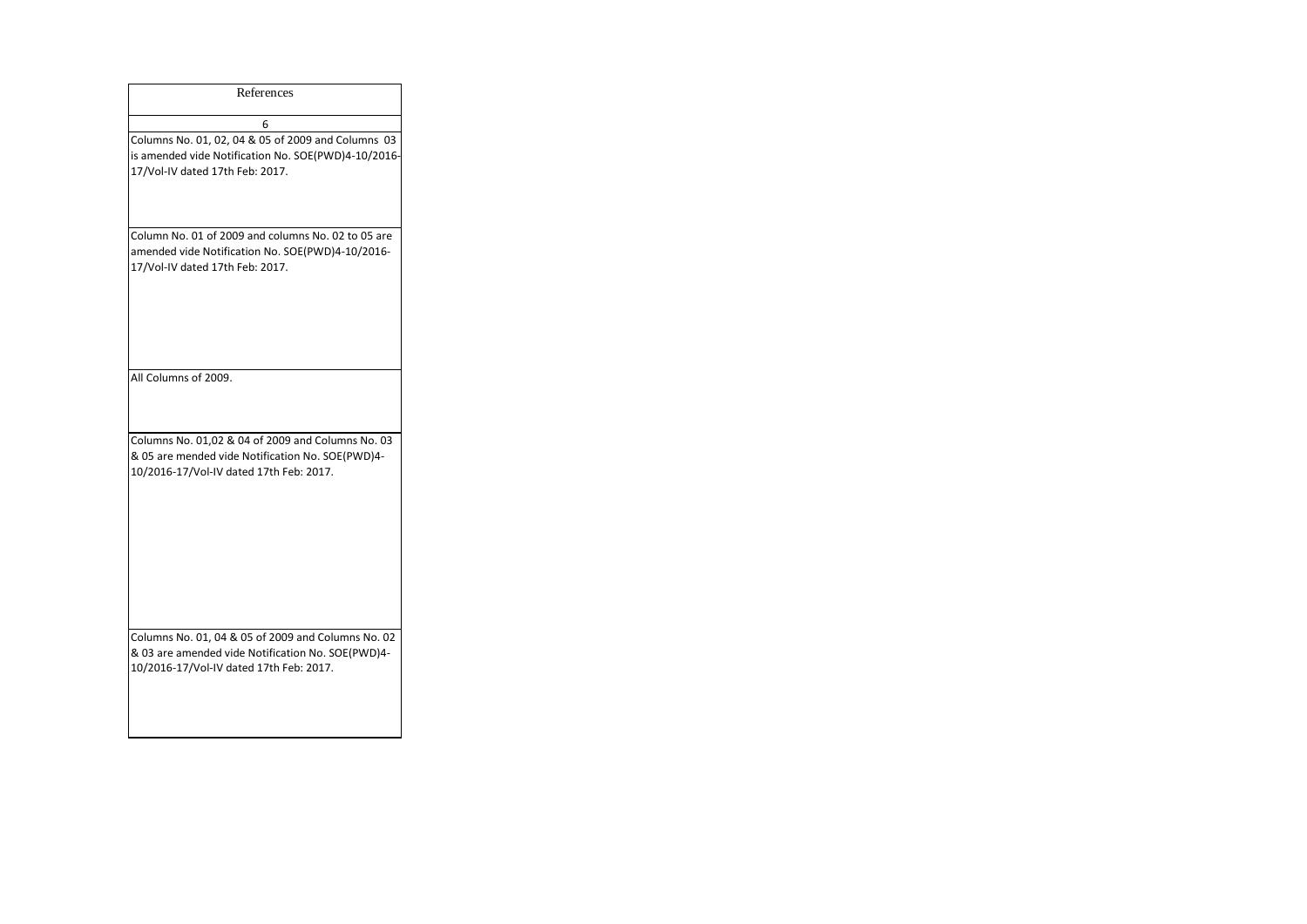| References |
| --- |
| 6 |
| Columns No. 01, 02, 04 & 05 of 2009 and Columns 03 is amended vide Notification No. SOE(PWD)4-10/2016-17/Vol-IV dated 17th Feb: 2017. |
| Column No. 01 of 2009 and columns No. 02 to 05 are amended vide Notification No. SOE(PWD)4-10/2016-17/Vol-IV dated 17th Feb: 2017. |
| All Columns of 2009. |
| Columns No. 01,02 & 04 of 2009 and Columns No. 03 & 05 are mended vide Notification No. SOE(PWD)4-10/2016-17/Vol-IV dated 17th Feb: 2017. |
| Columns No. 01, 04 & 05 of 2009 and Columns No. 02 & 03 are amended vide Notification No. SOE(PWD)4-10/2016-17/Vol-IV dated 17th Feb: 2017. |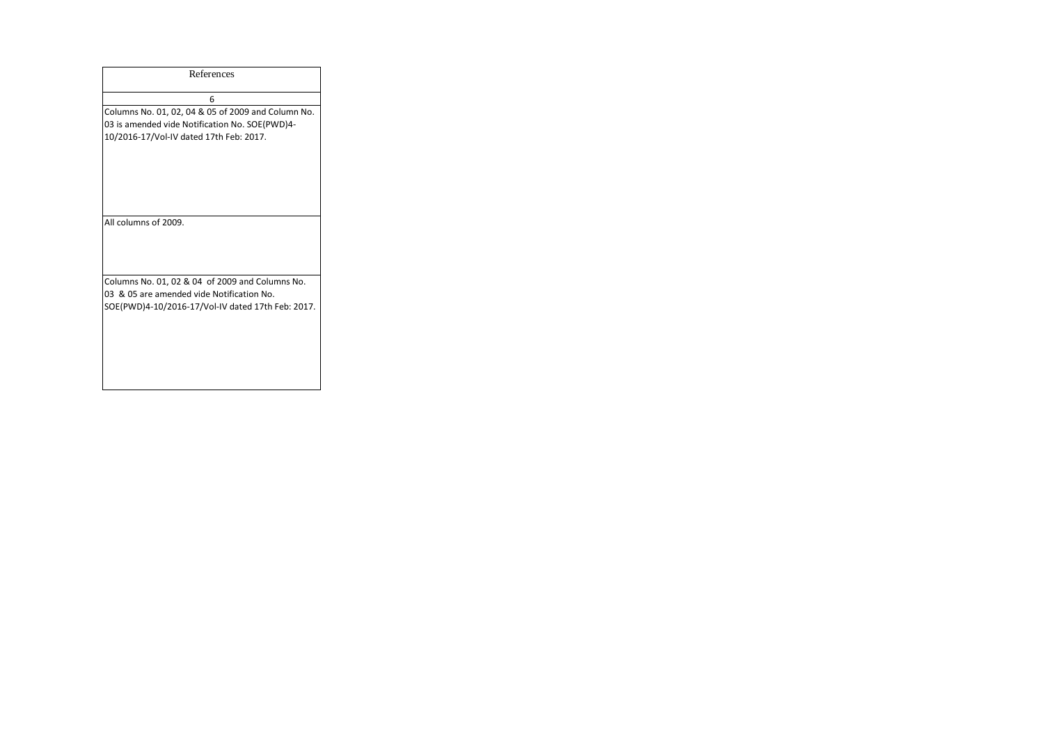| References |
| --- |
| 6 |
| Columns No. 01, 02, 04 & 05 of 2009 and Column No. 03 is amended vide Notification No. SOE(PWD)4-10/2016-17/Vol-IV dated 17th Feb: 2017. |
| All columns of 2009. |
| Columns No. 01, 02 & 04 of 2009 and Columns No. 03 & 05 are amended vide Notification No. SOE(PWD)4-10/2016-17/Vol-IV dated 17th Feb: 2017. |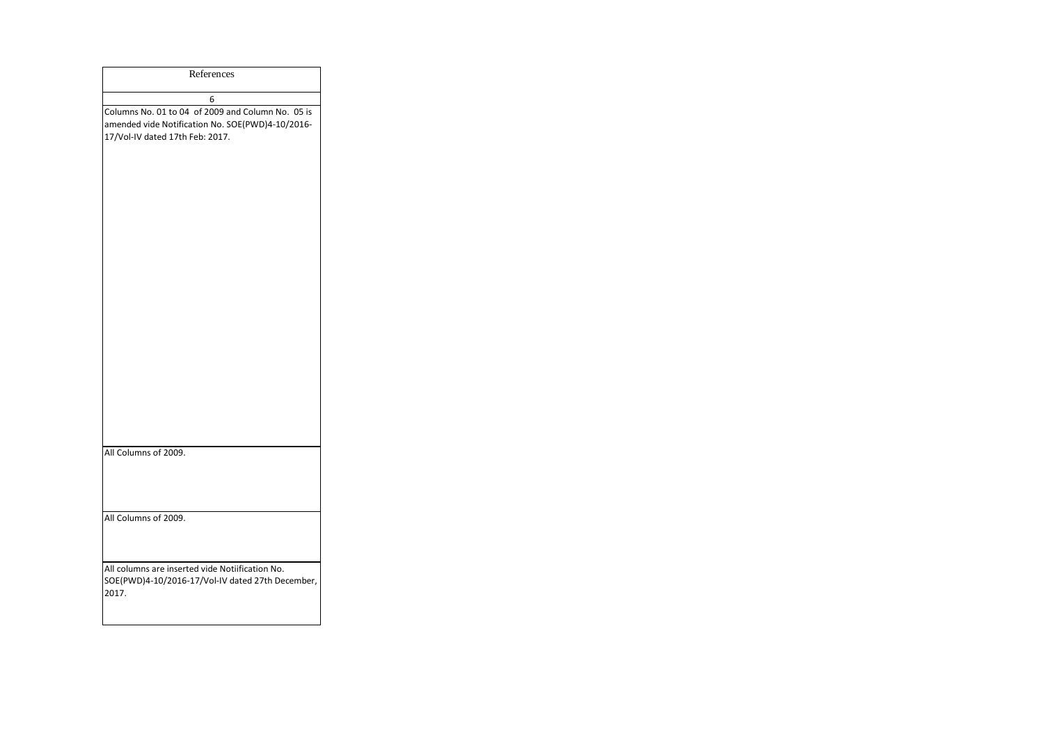| References |
| --- |
| 6 |
| Columns No. 01 to 04 of 2009 and Column No. 05 is amended vide Notification No. SOE(PWD)4-10/2016-17/Vol-IV dated 17th Feb: 2017. |
| All Columns of 2009. |
| All Columns of 2009. |
| All columns are inserted vide Notiification No. SOE(PWD)4-10/2016-17/Vol-IV dated 27th December, 2017. |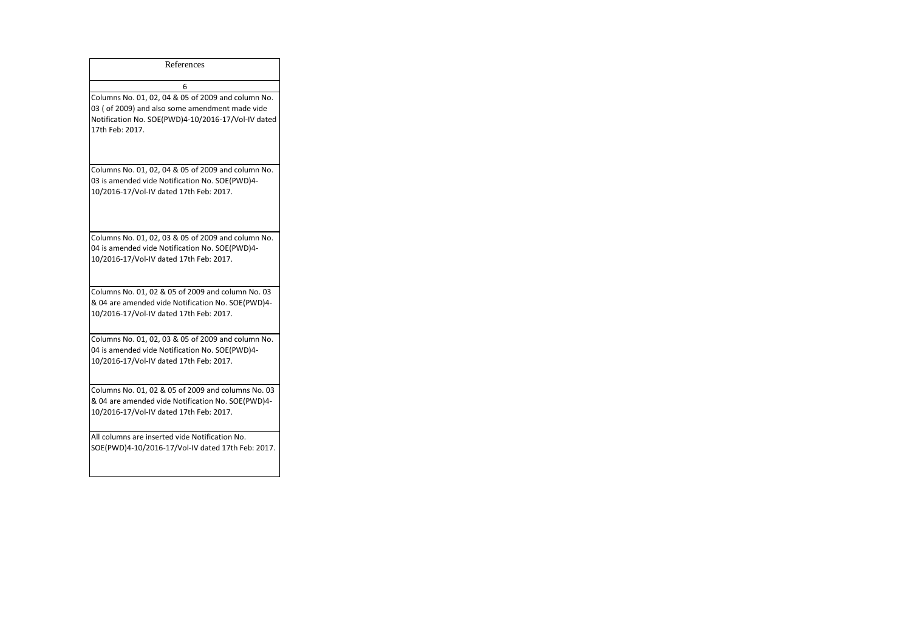| References |
| --- |
| 6 |
| Columns No. 01, 02, 04 & 05 of 2009 and column No. 03 ( of 2009) and also some amendment made vide Notification No. SOE(PWD)4-10/2016-17/Vol-IV dated 17th Feb: 2017. |
| Columns No. 01, 02, 04 & 05 of 2009 and column No. 03 is amended vide Notification No. SOE(PWD)4-10/2016-17/Vol-IV dated 17th Feb: 2017. |
| Columns No. 01, 02, 03 & 05 of 2009 and column No. 04 is amended vide Notification No. SOE(PWD)4-10/2016-17/Vol-IV dated 17th Feb: 2017. |
| Columns No. 01, 02 & 05 of 2009 and column No. 03 & 04 are amended vide Notification No. SOE(PWD)4-10/2016-17/Vol-IV dated 17th Feb: 2017. |
| Columns No. 01, 02, 03 & 05 of 2009 and column No. 04 is amended vide Notification No. SOE(PWD)4-10/2016-17/Vol-IV dated 17th Feb: 2017. |
| Columns No. 01, 02 & 05 of 2009 and columns No. 03 & 04 are amended vide Notification No. SOE(PWD)4-10/2016-17/Vol-IV dated 17th Feb: 2017. |
| All columns are inserted vide Notification No. SOE(PWD)4-10/2016-17/Vol-IV dated 17th Feb: 2017. |